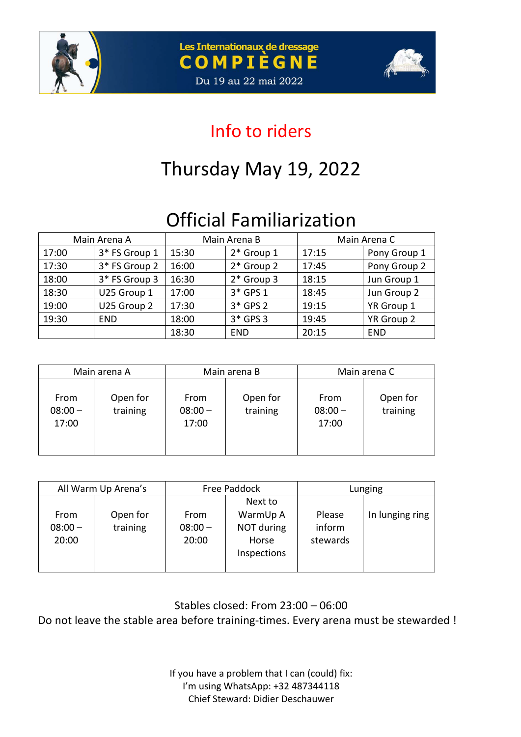Les Internationaux de dressage
COMPIÈGNE
Du 19 au 22 mai 2022

# Info to riders

## Thursday May 19, 2022

## Official Familiarization

| Main Arena A | | Main Arena B | | Main Arena C | |
|---|---|---|---|---|---|
| 17:00 | 3* FS Group 1 | 15:30 | 2* Group 1 | 17:15 | Pony Group 1 |
| 17:30 | 3* FS Group 2 | 16:00 | 2* Group 2 | 17:45 | Pony Group 2 |
| 18:00 | 3* FS Group 3 | 16:30 | 2* Group 3 | 18:15 | Jun Group 1 |
| 18:30 | U25 Group 1 | 17:00 | 3* GPS 1 | 18:45 | Jun Group 2 |
| 19:00 | U25 Group 2 | 17:30 | 3* GPS 2 | 19:15 | YR Group 1 |
| 19:30 | END | 18:00 | 3* GPS 3 | 19:45 | YR Group 2 |
| | | 18:30 | END | 20:15 | END |

| Main arena A | | Main arena B | | Main arena C | |
|---|---|---|---|---|---|
| From 08:00 – 17:00 | Open for training | From 08:00 – 17:00 | Open for training | From 08:00 – 17:00 | Open for training |

| All Warm Up Arena's | | Free Paddock | | Lunging | |
|---|---|---|---|---|---|
| From 08:00 – 20:00 | Open for training | From 08:00 – 20:00 | Next to WarmUp A NOT during Horse Inspections | Please inform stewards | In lunging ring |

Stables closed: From 23:00 – 06:00

Do not leave the stable area before training-times. Every arena must be stewarded !

If you have a problem that I can (could) fix:
I'm using WhatsApp: +32 487344118
Chief Steward: Didier Deschauwer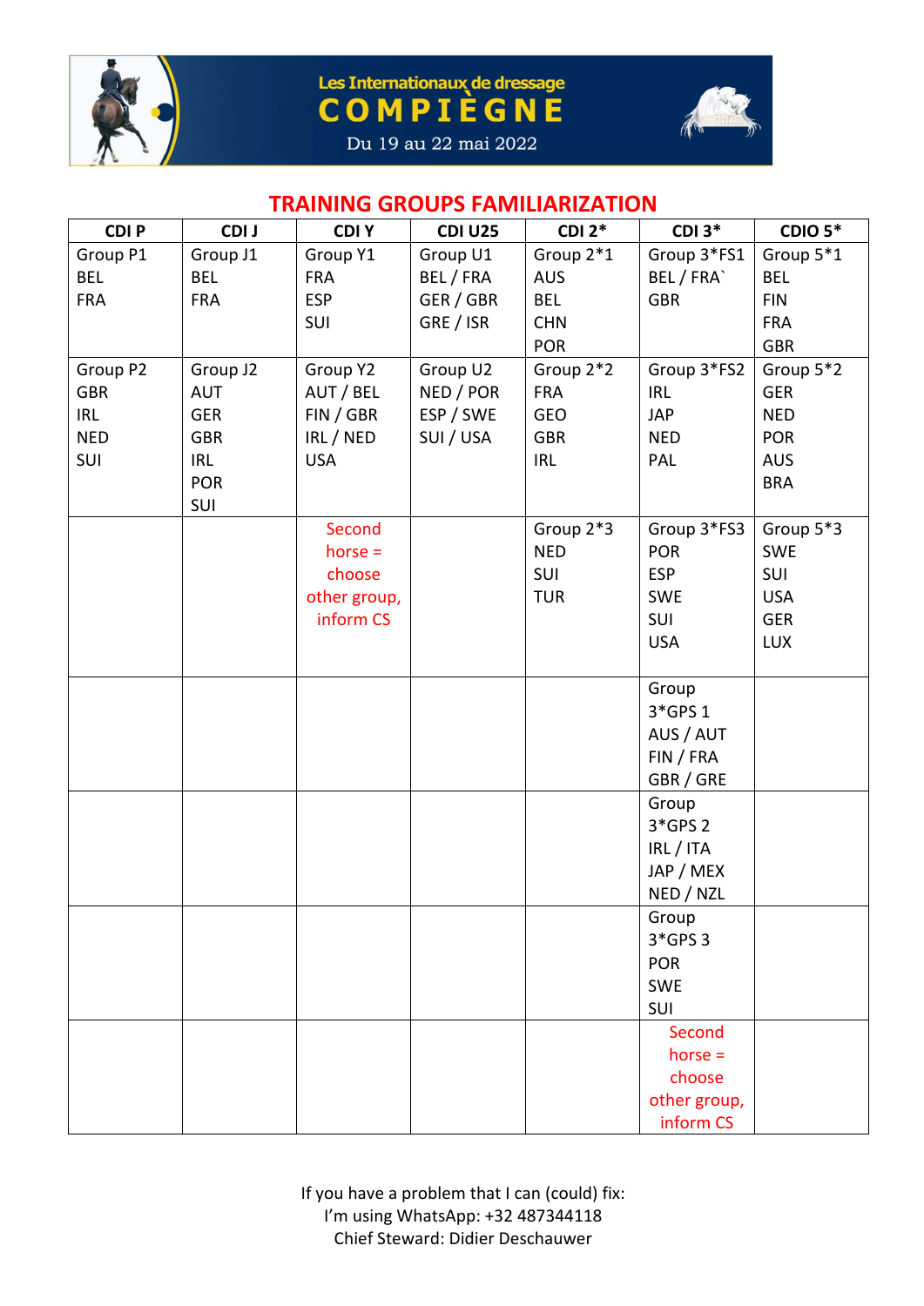Les Internationaux de dressage
COMPIÈGNE
Du 19 au 22 mai 2022

## TRAINING GROUPS FAMILIARIZATION

| CDI P | CDI J | CDI Y | CDI U25 | CDI 2* | CDI 3* | CDIO 5* |
|---|---|---|---|---|---|---|
| Group P1<br>BEL<br>FRA | Group J1<br>BEL<br>FRA | Group Y1<br>FRA<br>ESP<br>SUI | Group U1<br>BEL / FRA<br>GER / GBR<br>GRE / ISR | Group 2*1<br>AUS<br>BEL<br>CHN<br>POR | Group 3*FS1<br>BEL / FRA`<br>GBR | Group 5*1<br>BEL<br>FIN<br>FRA<br>GBR |
| Group P2<br>GBR<br>IRL<br>NED<br>SUI | Group J2<br>AUT<br>GER<br>GBR<br>IRL<br>POR<br>SUI | Group Y2<br>AUT / BEL<br>FIN / GBR<br>IRL / NED<br>USA | Group U2<br>NED / POR<br>ESP / SWE<br>SUI / USA | Group 2*2<br>FRA<br>GEO<br>GBR<br>IRL | Group 3*FS2<br>IRL<br>JAP<br>NED<br>PAL | Group 5*2<br>GER<br>NED<br>POR<br>AUS<br>BRA |
| | | Second horse = choose other group, inform CS | | Group 2*3<br>NED<br>SUI<br>TUR | Group 3*FS3<br>POR<br>ESP<br>SWE<br>SUI<br>USA | Group 5*3<br>SWE<br>SUI<br>USA<br>GER<br>LUX |
| | | | | | Group 3*GPS 1<br>AUS / AUT<br>FIN / FRA<br>GBR / GRE | |
| | | | | | Group 3*GPS 2<br>IRL / ITA<br>JAP / MEX<br>NED / NZL | |
| | | | | | Group 3*GPS 3<br>POR<br>SWE<br>SUI | |
| | | | | | Second horse = choose other group, inform CS | |

If you have a problem that I can (could) fix:
I'm using WhatsApp: +32 487344118
Chief Steward: Didier Deschauwer